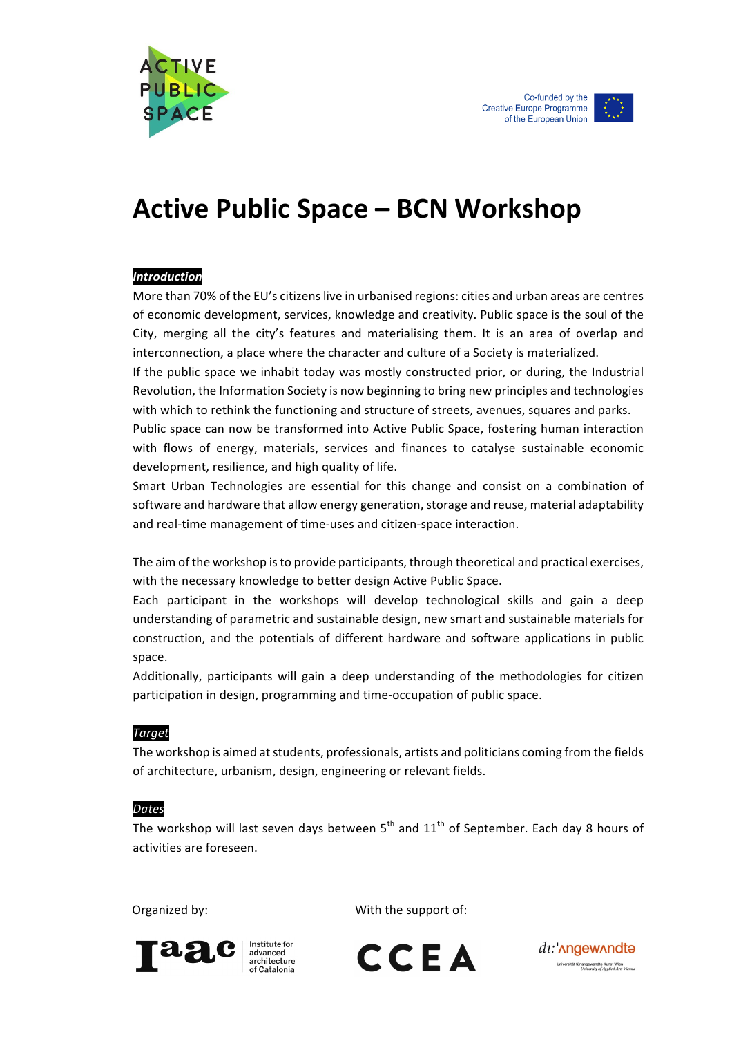ACTIVE PUBLIC SPACE

Co-funded by the Creative Europe Programme of the European Union

# Active Public Space – BCN Workshop

***Introduction***

More than 70% of the EU's citizens live in urbanised regions: cities and urban areas are centres of economic development, services, knowledge and creativity. Public space is the soul of the City, merging all the city's features and materialising them. It is an area of overlap and interconnection, a place where the character and culture of a Society is materialized.

If the public space we inhabit today was mostly constructed prior, or during, the Industrial Revolution, the Information Society is now beginning to bring new principles and technologies with which to rethink the functioning and structure of streets, avenues, squares and parks.

Public space can now be transformed into Active Public Space, fostering human interaction with flows of energy, materials, services and finances to catalyse sustainable economic development, resilience, and high quality of life.

Smart Urban Technologies are essential for this change and consist on a combination of software and hardware that allow energy generation, storage and reuse, material adaptability and real-time management of time-uses and citizen-space interaction.

The aim of the workshop is to provide participants, through theoretical and practical exercises, with the necessary knowledge to better design Active Public Space.

Each participant in the workshops will develop technological skills and gain a deep understanding of parametric and sustainable design, new smart and sustainable materials for construction, and the potentials of different hardware and software applications in public space.

Additionally, participants will gain a deep understanding of the methodologies for citizen participation in design, programming and time-occupation of public space.

***Target***

The workshop is aimed at students, professionals, artists and politicians coming from the fields of architecture, urbanism, design, engineering or relevant fields.

***Dates***

The workshop will last seven days between 5th and 11th of September. Each day 8 hours of activities are foreseen.

Organized by:

Iaac Institute for advanced architecture of Catalonia

With the support of:

CCEA

di:'angewandte Universität für angewandte Kunst Wien University of Applied Arts Vienna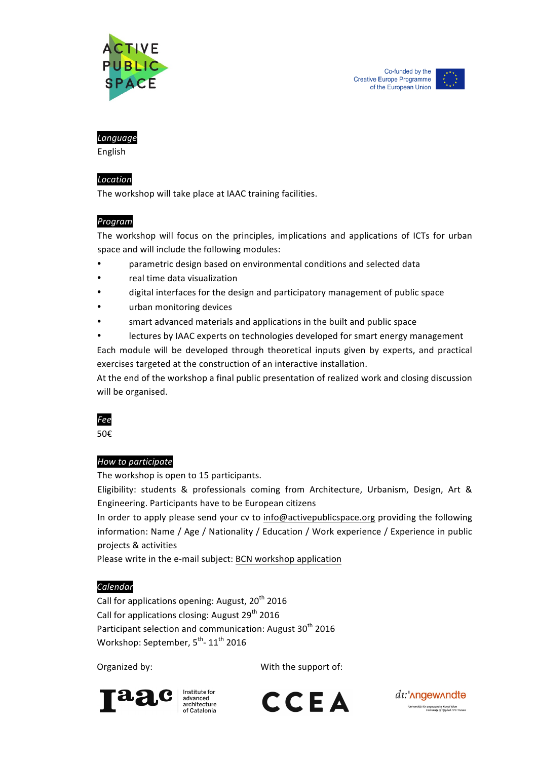ACTIVE PUBLIC SPACE

Co-funded by the Creative Europe Programme of the European Union

### *Language*

English

### *Location*

The workshop will take place at IAAC training facilities.

### *Program*

The workshop will focus on the principles, implications and applications of ICTs for urban space and will include the following modules:

- parametric design based on environmental conditions and selected data
- real time data visualization
- digital interfaces for the design and participatory management of public space
- urban monitoring devices
- smart advanced materials and applications in the built and public space
- lectures by IAAC experts on technologies developed for smart energy management

Each module will be developed through theoretical inputs given by experts, and practical exercises targeted at the construction of an interactive installation.

At the end of the workshop a final public presentation of realized work and closing discussion will be organised.

### *Fee*

50€

### *How to participate*

The workshop is open to 15 participants.

Eligibility: students & professionals coming from Architecture, Urbanism, Design, Art & Engineering. Participants have to be European citizens

In order to apply please send your cv to info@activepublicspace.org providing the following information: Name / Age / Nationality / Education / Work experience / Experience in public projects & activities

Please write in the e-mail subject: BCN workshop application

### *Calendar*

Call for applications opening: August, 20th 2016

Call for applications closing: August 29th 2016

Participant selection and communication: August 30th 2016

Workshop: September, 5th- 11th 2016

Organized by:

Iaac Institute for advanced architecture of Catalonia

With the support of:

CCEA

di:'angewandte Universität für angewandte Kunst Wien University of Applied Arts Vienna